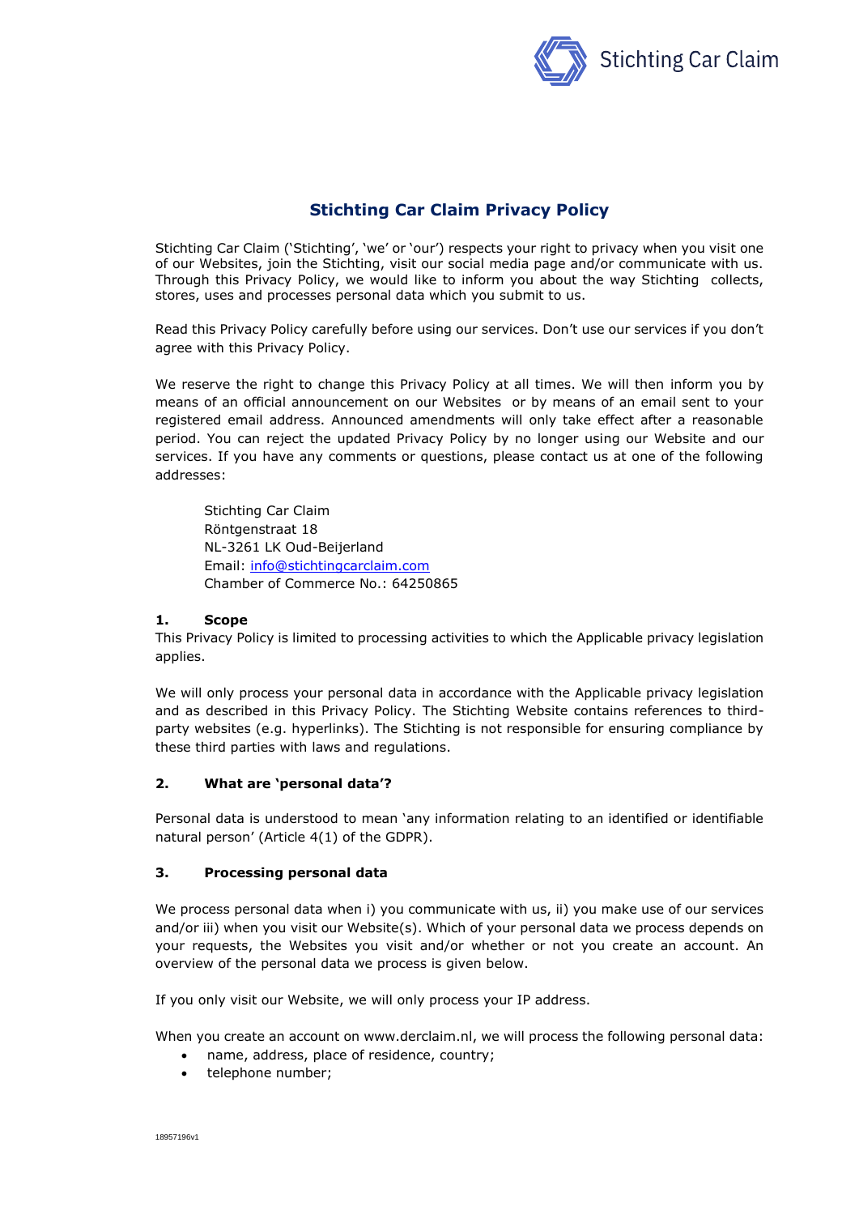# Stichting Car Claim Privacy Policy

Stichting Car Claim ('Stichting', 'we' or 'our') respects your right to privacy when you visit one of our Websites, join the Stichting, visit our social media page and/or communicate with us. Through this Privacy Policy, we would like to inform you about the way Stichting collects, stores, uses and processes personal data which you submit to us.

Read this Privacy Policy carefully before using our services. Don't use our services if you don't agree with this Privacy Policy.

We reserve the right to change this Privacy Policy at all times. We will then inform you by means of an official announcement on our Websites or by means of an email sent to your registered email address. Announced amendments will only take effect after a reasonable period. You can reject the updated Privacy Policy by no longer using our Website and our services. If you have any comments or questions, please contact us at one of the following addresses:

> Stichting Car Claim
> Röntgenstraat 18
> NL-3261 LK Oud-Beijerland
> Email: info@stichtingcarclaim.com
> Chamber of Commerce No.: 64250865

## 1. Scope

This Privacy Policy is limited to processing activities to which the Applicable privacy legislation applies.

We will only process your personal data in accordance with the Applicable privacy legislation and as described in this Privacy Policy. The Stichting Website contains references to third-party websites (e.g. hyperlinks). The Stichting is not responsible for ensuring compliance by these third parties with laws and regulations.

## 2. What are 'personal data'?

Personal data is understood to mean 'any information relating to an identified or identifiable natural person' (Article 4(1) of the GDPR).

## 3. Processing personal data

We process personal data when i) you communicate with us, ii) you make use of our services and/or iii) when you visit our Website(s). Which of your personal data we process depends on your requests, the Websites you visit and/or whether or not you create an account. An overview of the personal data we process is given below.

If you only visit our Website, we will only process your IP address.

When you create an account on www.derclaim.nl, we will process the following personal data:

- name, address, place of residence, country;
- telephone number;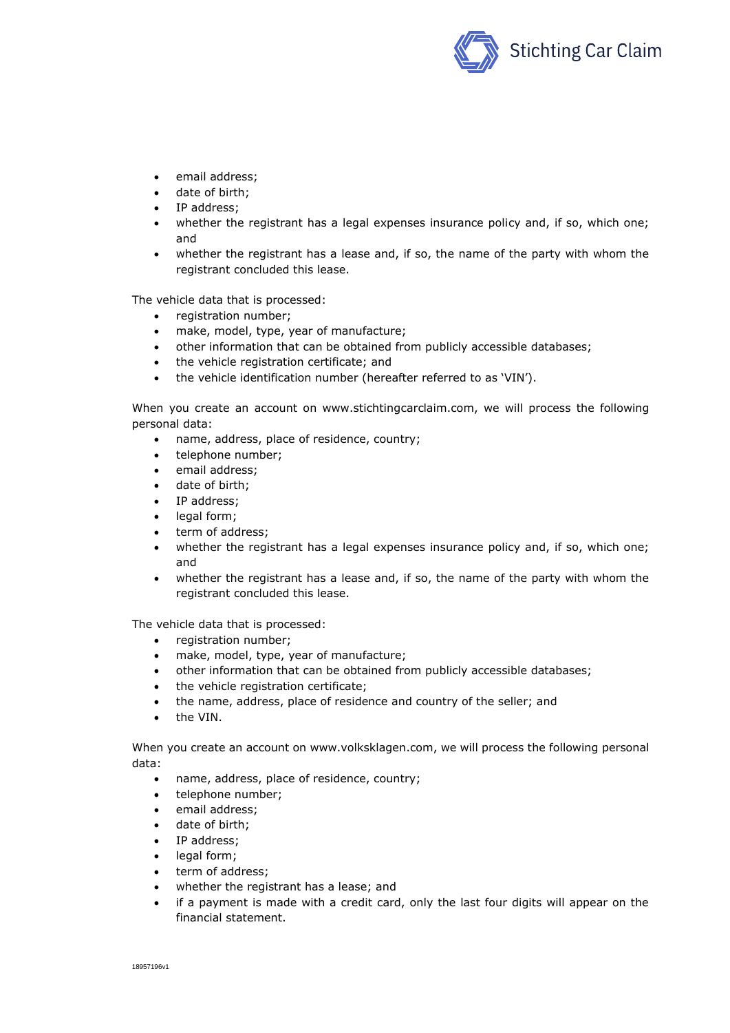- email address;
- date of birth;
- IP address;
- whether the registrant has a legal expenses insurance policy and, if so, which one; and
- whether the registrant has a lease and, if so, the name of the party with whom the registrant concluded this lease.

The vehicle data that is processed:

- registration number;
- make, model, type, year of manufacture;
- other information that can be obtained from publicly accessible databases;
- the vehicle registration certificate; and
- the vehicle identification number (hereafter referred to as 'VIN').

When you create an account on www.stichtingcarclaim.com, we will process the following personal data:

- name, address, place of residence, country;
- telephone number;
- email address;
- date of birth;
- IP address;
- legal form;
- term of address;
- whether the registrant has a legal expenses insurance policy and, if so, which one; and
- whether the registrant has a lease and, if so, the name of the party with whom the registrant concluded this lease.

The vehicle data that is processed:

- registration number;
- make, model, type, year of manufacture;
- other information that can be obtained from publicly accessible databases;
- the vehicle registration certificate;
- the name, address, place of residence and country of the seller; and
- the VIN.

When you create an account on www.volksklagen.com, we will process the following personal data:

- name, address, place of residence, country;
- telephone number;
- email address;
- date of birth;
- IP address;
- legal form;
- term of address;
- whether the registrant has a lease; and
- if a payment is made with a credit card, only the last four digits will appear on the financial statement.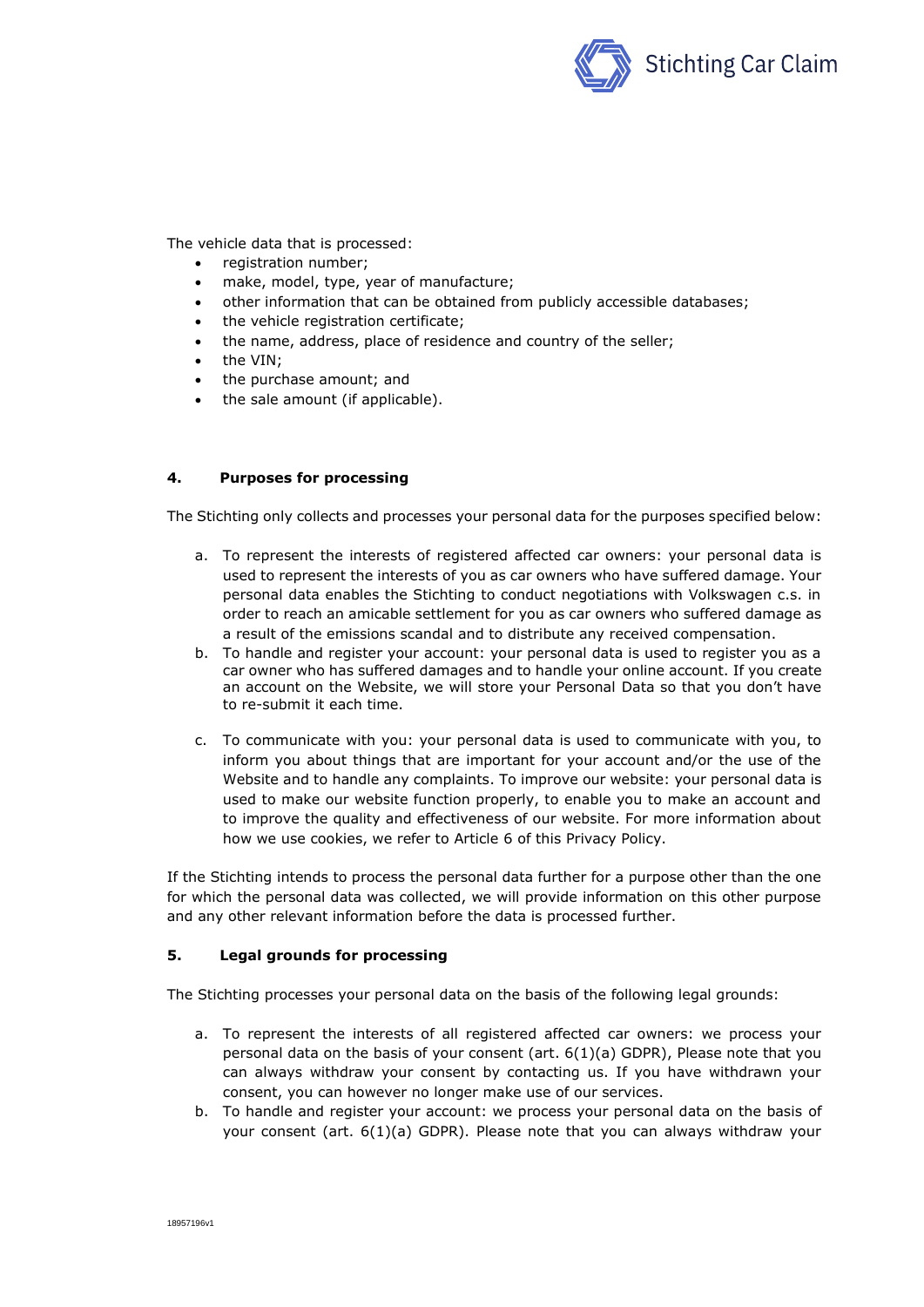The vehicle data that is processed:

- registration number;
- make, model, type, year of manufacture;
- other information that can be obtained from publicly accessible databases;
- the vehicle registration certificate;
- the name, address, place of residence and country of the seller;
- the VIN;
- the purchase amount; and
- the sale amount (if applicable).

## 4. Purposes for processing

The Stichting only collects and processes your personal data for the purposes specified below:

a. To represent the interests of registered affected car owners: your personal data is used to represent the interests of you as car owners who have suffered damage. Your personal data enables the Stichting to conduct negotiations with Volkswagen c.s. in order to reach an amicable settlement for you as car owners who suffered damage as a result of the emissions scandal and to distribute any received compensation.

b. To handle and register your account: your personal data is used to register you as a car owner who has suffered damages and to handle your online account. If you create an account on the Website, we will store your Personal Data so that you don't have to re-submit it each time.

c. To communicate with you: your personal data is used to communicate with you, to inform you about things that are important for your account and/or the use of the Website and to handle any complaints. To improve our website: your personal data is used to make our website function properly, to enable you to make an account and to improve the quality and effectiveness of our website. For more information about how we use cookies, we refer to Article 6 of this Privacy Policy.

If the Stichting intends to process the personal data further for a purpose other than the one for which the personal data was collected, we will provide information on this other purpose and any other relevant information before the data is processed further.

## 5. Legal grounds for processing

The Stichting processes your personal data on the basis of the following legal grounds:

a. To represent the interests of all registered affected car owners: we process your personal data on the basis of your consent (art. 6(1)(a) GDPR), Please note that you can always withdraw your consent by contacting us. If you have withdrawn your consent, you can however no longer make use of our services.

b. To handle and register your account: we process your personal data on the basis of your consent (art. 6(1)(a) GDPR). Please note that you can always withdraw your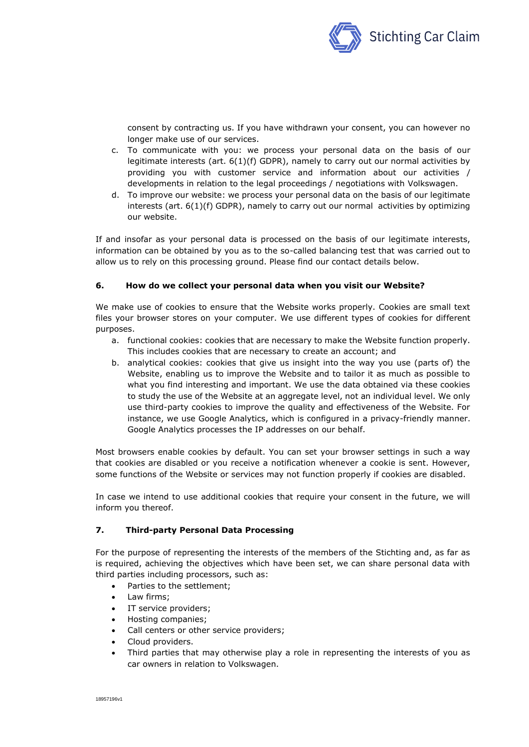consent by contracting us. If you have withdrawn your consent, you can however no longer make use of our services.

c. To communicate with you: we process your personal data on the basis of our legitimate interests (art. 6(1)(f) GDPR), namely to carry out our normal activities by providing you with customer service and information about our activities / developments in relation to the legal proceedings / negotiations with Volkswagen.

d. To improve our website: we process your personal data on the basis of our legitimate interests (art. 6(1)(f) GDPR), namely to carry out our normal activities by optimizing our website.

If and insofar as your personal data is processed on the basis of our legitimate interests, information can be obtained by you as to the so-called balancing test that was carried out to allow us to rely on this processing ground. Please find our contact details below.

## 6. How do we collect your personal data when you visit our Website?

We make use of cookies to ensure that the Website works properly. Cookies are small text files your browser stores on your computer. We use different types of cookies for different purposes.

a. functional cookies: cookies that are necessary to make the Website function properly. This includes cookies that are necessary to create an account; and

b. analytical cookies: cookies that give us insight into the way you use (parts of) the Website, enabling us to improve the Website and to tailor it as much as possible to what you find interesting and important. We use the data obtained via these cookies to study the use of the Website at an aggregate level, not an individual level. We only use third-party cookies to improve the quality and effectiveness of the Website. For instance, we use Google Analytics, which is configured in a privacy-friendly manner. Google Analytics processes the IP addresses on our behalf.

Most browsers enable cookies by default. You can set your browser settings in such a way that cookies are disabled or you receive a notification whenever a cookie is sent. However, some functions of the Website or services may not function properly if cookies are disabled.

In case we intend to use additional cookies that require your consent in the future, we will inform you thereof.

## 7. Third-party Personal Data Processing

For the purpose of representing the interests of the members of the Stichting and, as far as is required, achieving the objectives which have been set, we can share personal data with third parties including processors, such as:

- Parties to the settlement;
- Law firms;
- IT service providers;
- Hosting companies;
- Call centers or other service providers;
- Cloud providers.
- Third parties that may otherwise play a role in representing the interests of you as car owners in relation to Volkswagen.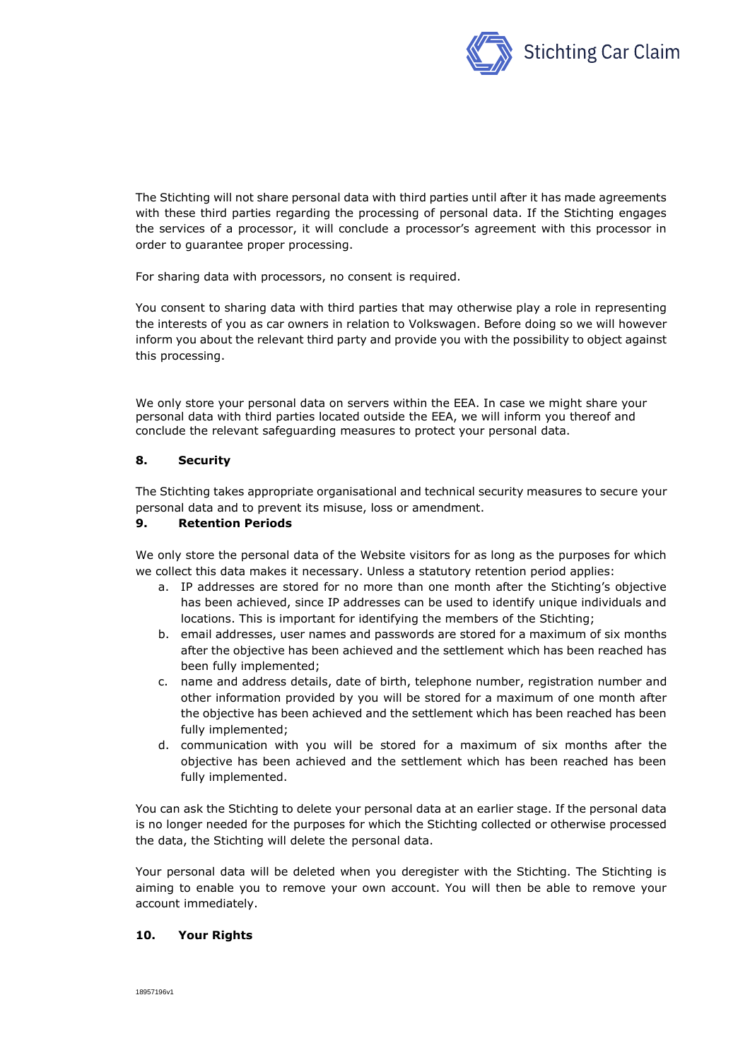The Stichting will not share personal data with third parties until after it has made agreements with these third parties regarding the processing of personal data. If the Stichting engages the services of a processor, it will conclude a processor's agreement with this processor in order to guarantee proper processing.

For sharing data with processors, no consent is required.

You consent to sharing data with third parties that may otherwise play a role in representing the interests of you as car owners in relation to Volkswagen. Before doing so we will however inform you about the relevant third party and provide you with the possibility to object against this processing.

We only store your personal data on servers within the EEA. In case we might share your personal data with third parties located outside the EEA, we will inform you thereof and conclude the relevant safeguarding measures to protect your personal data.

## 8. Security

The Stichting takes appropriate organisational and technical security measures to secure your personal data and to prevent its misuse, loss or amendment.

## 9. Retention Periods

We only store the personal data of the Website visitors for as long as the purposes for which we collect this data makes it necessary. Unless a statutory retention period applies:

a. IP addresses are stored for no more than one month after the Stichting's objective has been achieved, since IP addresses can be used to identify unique individuals and locations. This is important for identifying the members of the Stichting;
b. email addresses, user names and passwords are stored for a maximum of six months after the objective has been achieved and the settlement which has been reached has been fully implemented;
c. name and address details, date of birth, telephone number, registration number and other information provided by you will be stored for a maximum of one month after the objective has been achieved and the settlement which has been reached has been fully implemented;
d. communication with you will be stored for a maximum of six months after the objective has been achieved and the settlement which has been reached has been fully implemented.

You can ask the Stichting to delete your personal data at an earlier stage. If the personal data is no longer needed for the purposes for which the Stichting collected or otherwise processed the data, the Stichting will delete the personal data.

Your personal data will be deleted when you deregister with the Stichting. The Stichting is aiming to enable you to remove your own account. You will then be able to remove your account immediately.

## 10. Your Rights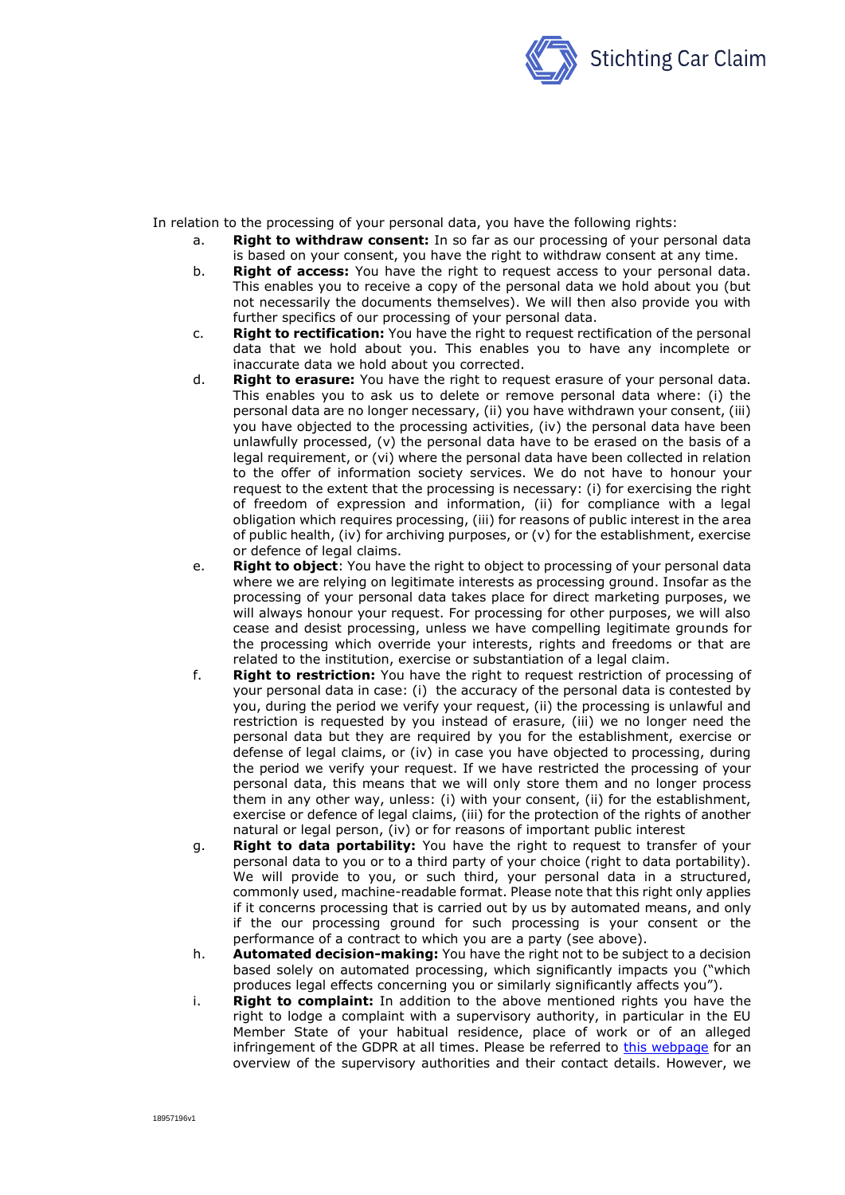In relation to the processing of your personal data, you have the following rights:

a. **Right to withdraw consent:** In so far as our processing of your personal data is based on your consent, you have the right to withdraw consent at any time.

b. **Right of access:** You have the right to request access to your personal data. This enables you to receive a copy of the personal data we hold about you (but not necessarily the documents themselves). We will then also provide you with further specifics of our processing of your personal data.

c. **Right to rectification:** You have the right to request rectification of the personal data that we hold about you. This enables you to have any incomplete or inaccurate data we hold about you corrected.

d. **Right to erasure:** You have the right to request erasure of your personal data. This enables you to ask us to delete or remove personal data where: (i) the personal data are no longer necessary, (ii) you have withdrawn your consent, (iii) you have objected to the processing activities, (iv) the personal data have been unlawfully processed, (v) the personal data have to be erased on the basis of a legal requirement, or (vi) where the personal data have been collected in relation to the offer of information society services. We do not have to honour your request to the extent that the processing is necessary: (i) for exercising the right of freedom of expression and information, (ii) for compliance with a legal obligation which requires processing, (iii) for reasons of public interest in the area of public health, (iv) for archiving purposes, or (v) for the establishment, exercise or defence of legal claims.

e. **Right to object**: You have the right to object to processing of your personal data where we are relying on legitimate interests as processing ground. Insofar as the processing of your personal data takes place for direct marketing purposes, we will always honour your request. For processing for other purposes, we will also cease and desist processing, unless we have compelling legitimate grounds for the processing which override your interests, rights and freedoms or that are related to the institution, exercise or substantiation of a legal claim.

f. **Right to restriction:** You have the right to request restriction of processing of your personal data in case: (i) the accuracy of the personal data is contested by you, during the period we verify your request, (ii) the processing is unlawful and restriction is requested by you instead of erasure, (iii) we no longer need the personal data but they are required by you for the establishment, exercise or defense of legal claims, or (iv) in case you have objected to processing, during the period we verify your request. If we have restricted the processing of your personal data, this means that we will only store them and no longer process them in any other way, unless: (i) with your consent, (ii) for the establishment, exercise or defence of legal claims, (iii) for the protection of the rights of another natural or legal person, (iv) or for reasons of important public interest

g. **Right to data portability:** You have the right to request to transfer of your personal data to you or to a third party of your choice (right to data portability). We will provide to you, or such third, your personal data in a structured, commonly used, machine-readable format. Please note that this right only applies if it concerns processing that is carried out by us by automated means, and only if the our processing ground for such processing is your consent or the performance of a contract to which you are a party (see above).

h. **Automated decision-making:** You have the right not to be subject to a decision based solely on automated processing, which significantly impacts you ("which produces legal effects concerning you or similarly significantly affects you").

i. **Right to complaint:** In addition to the above mentioned rights you have the right to lodge a complaint with a supervisory authority, in particular in the EU Member State of your habitual residence, place of work or of an alleged infringement of the GDPR at all times. Please be referred to [this webpage]() for an overview of the supervisory authorities and their contact details. However, we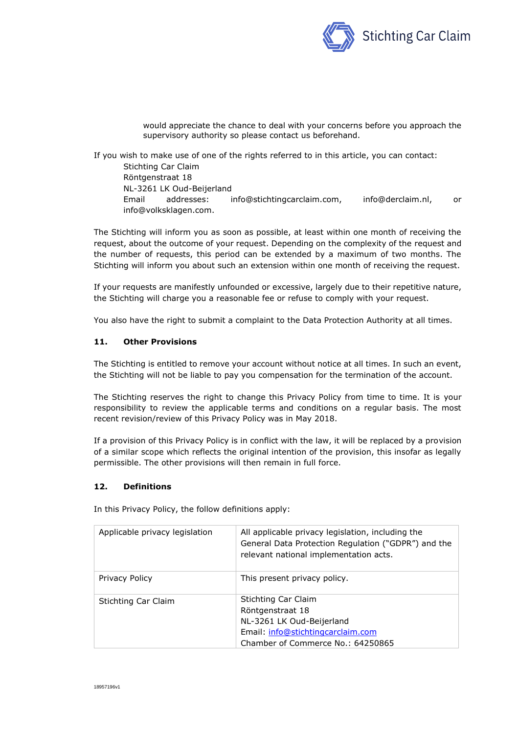would appreciate the chance to deal with your concerns before you approach the supervisory authority so please contact us beforehand.

If you wish to make use of one of the rights referred to in this article, you can contact:

Stichting Car Claim
Röntgenstraat 18
NL-3261 LK Oud-Beijerland
Email addresses: info@stichtingcarclaim.com, info@derclaim.nl, or info@volksklagen.com.

The Stichting will inform you as soon as possible, at least within one month of receiving the request, about the outcome of your request. Depending on the complexity of the request and the number of requests, this period can be extended by a maximum of two months. The Stichting will inform you about such an extension within one month of receiving the request.

If your requests are manifestly unfounded or excessive, largely due to their repetitive nature, the Stichting will charge you a reasonable fee or refuse to comply with your request.

You also have the right to submit a complaint to the Data Protection Authority at all times.

## 11. Other Provisions

The Stichting is entitled to remove your account without notice at all times. In such an event, the Stichting will not be liable to pay you compensation for the termination of the account.

The Stichting reserves the right to change this Privacy Policy from time to time. It is your responsibility to review the applicable terms and conditions on a regular basis. The most recent revision/review of this Privacy Policy was in May 2018.

If a provision of this Privacy Policy is in conflict with the law, it will be replaced by a provision of a similar scope which reflects the original intention of the provision, this insofar as legally permissible. The other provisions will then remain in full force.

## 12. Definitions

In this Privacy Policy, the follow definitions apply:

| | |
|---|---|
| Applicable privacy legislation | All applicable privacy legislation, including the General Data Protection Regulation ("GDPR") and the relevant national implementation acts. |
| Privacy Policy | This present privacy policy. |
| Stichting Car Claim | Stichting Car Claim<br>Röntgenstraat 18<br>NL-3261 LK Oud-Beijerland<br>Email: info@stichtingcarclaim.com<br>Chamber of Commerce No.: 64250865 |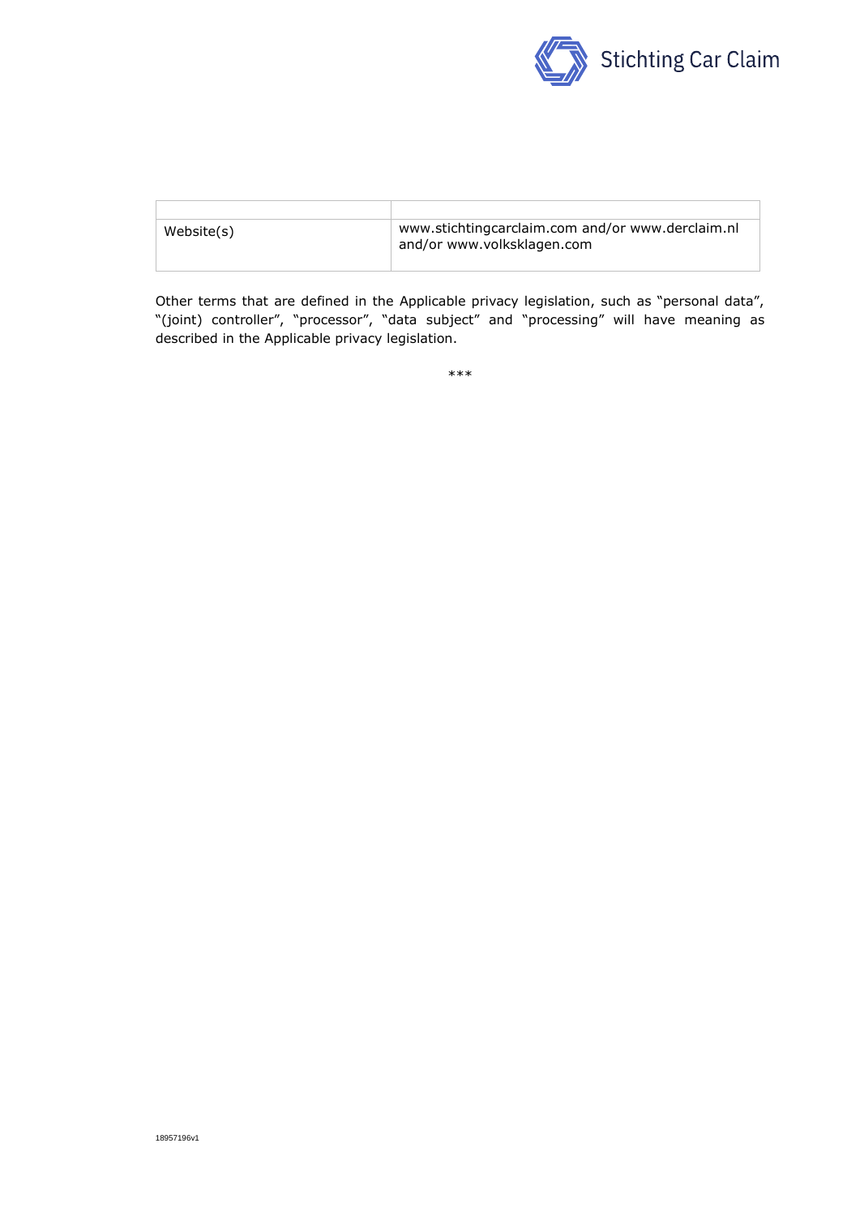| | |
|---|---|
| Website(s) | www.stichtingcarclaim.com and/or www.derclaim.nl and/or www.volksklagen.com |

Other terms that are defined in the Applicable privacy legislation, such as "personal data", "(joint) controller", "processor", "data subject" and "processing" will have meaning as described in the Applicable privacy legislation.

***